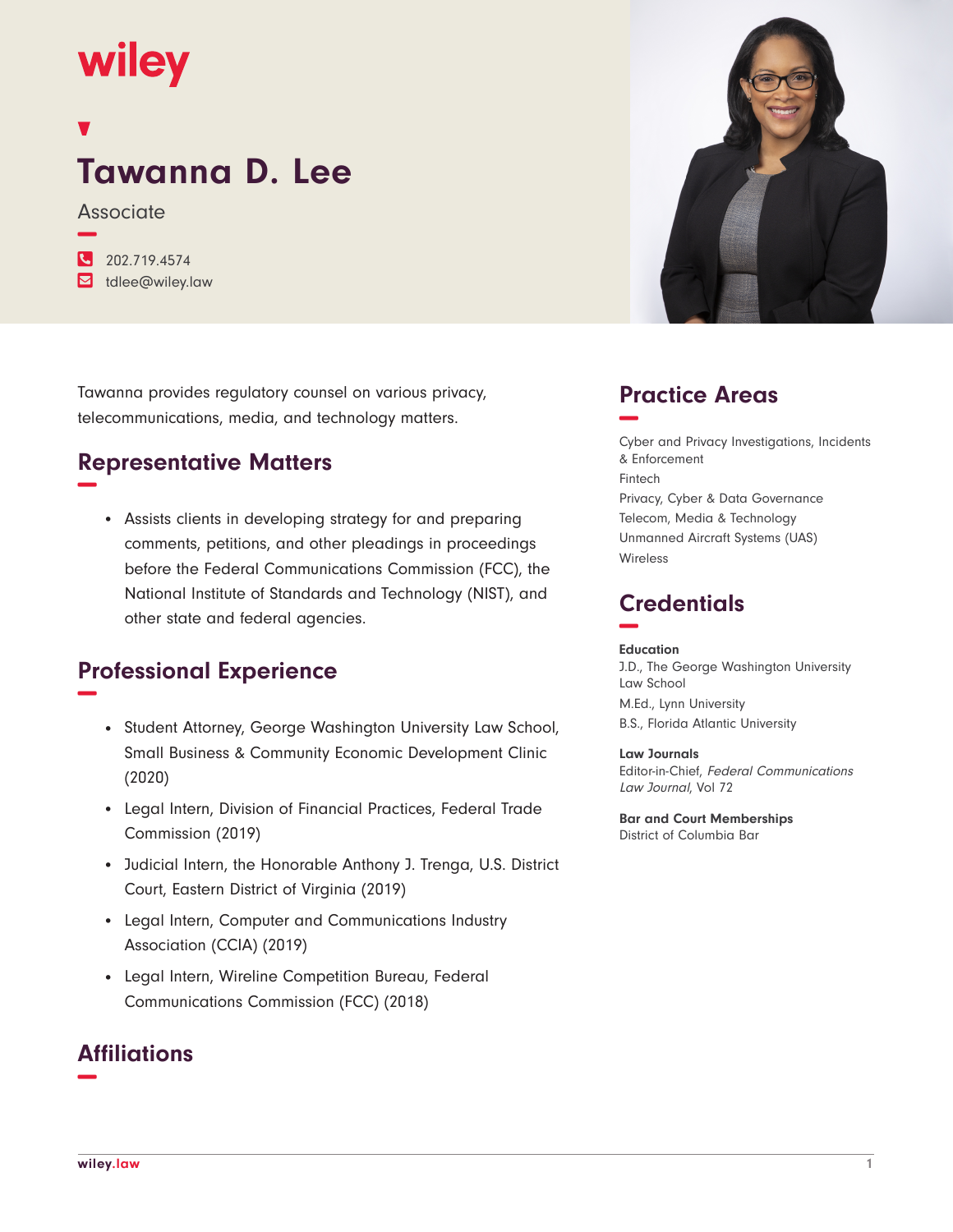wiley

# Tawanna D. Lee

Associate

202.719.4574
tdlee@wiley.law

Tawanna provides regulatory counsel on various privacy, telecommunications, media, and technology matters.

## Representative Matters

- Assists clients in developing strategy for and preparing comments, petitions, and other pleadings in proceedings before the Federal Communications Commission (FCC), the National Institute of Standards and Technology (NIST), and other state and federal agencies.

## Professional Experience

- Student Attorney, George Washington University Law School, Small Business & Community Economic Development Clinic (2020)
- Legal Intern, Division of Financial Practices, Federal Trade Commission (2019)
- Judicial Intern, the Honorable Anthony J. Trenga, U.S. District Court, Eastern District of Virginia (2019)
- Legal Intern, Computer and Communications Industry Association (CCIA) (2019)
- Legal Intern, Wireline Competition Bureau, Federal Communications Commission (FCC) (2018)

## Affiliations

## Practice Areas

Cyber and Privacy Investigations, Incidents & Enforcement
Fintech
Privacy, Cyber & Data Governance
Telecom, Media & Technology
Unmanned Aircraft Systems (UAS)
Wireless

## Credentials

**Education**
J.D., The George Washington University Law School
M.Ed., Lynn University
B.S., Florida Atlantic University

**Law Journals**
Editor-in-Chief, *Federal Communications Law Journal*, Vol 72

**Bar and Court Memberships**
District of Columbia Bar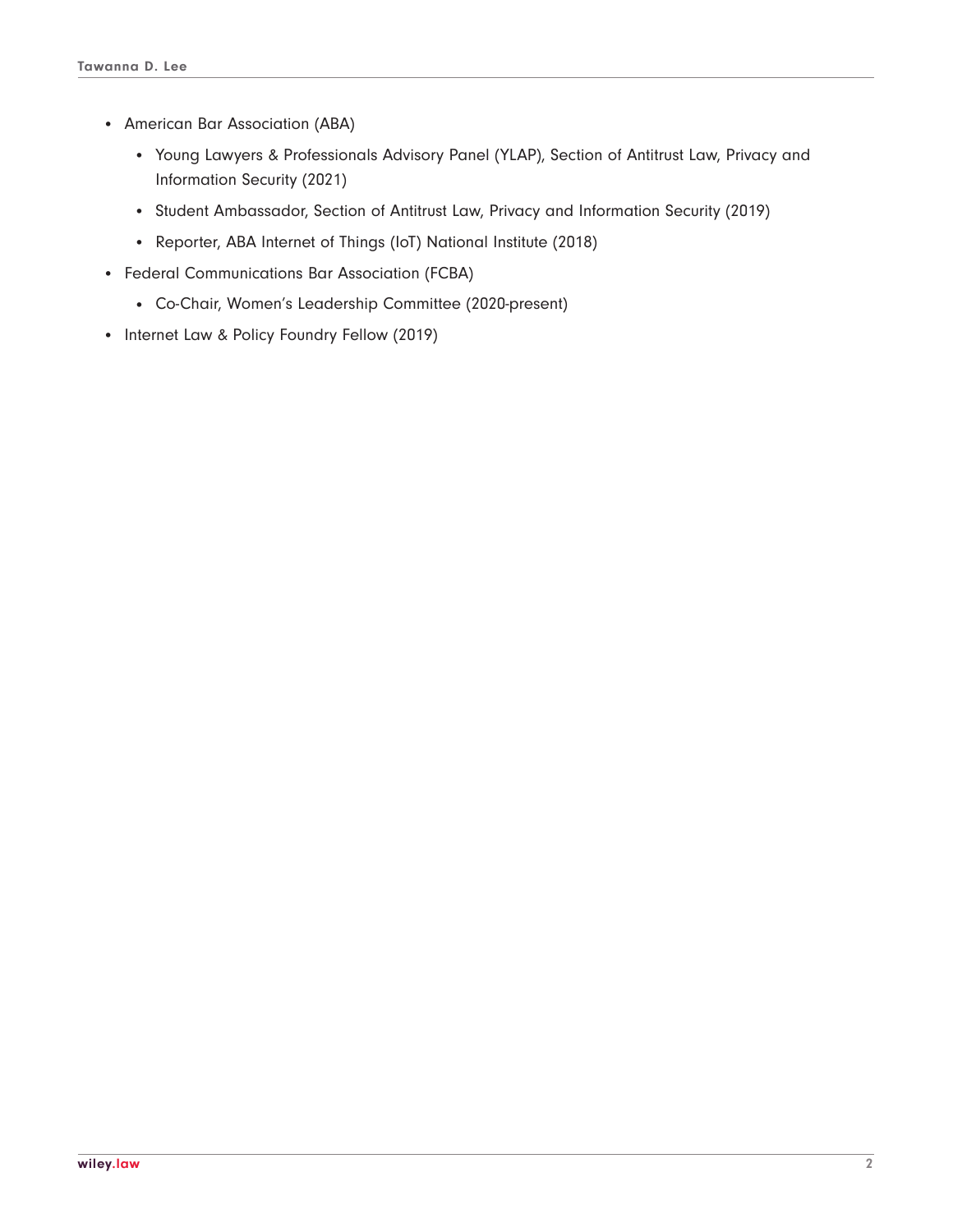- American Bar Association (ABA)
  - Young Lawyers & Professionals Advisory Panel (YLAP), Section of Antitrust Law, Privacy and Information Security (2021)
  - Student Ambassador, Section of Antitrust Law, Privacy and Information Security (2019)
  - Reporter, ABA Internet of Things (IoT) National Institute (2018)
- Federal Communications Bar Association (FCBA)
  - Co-Chair, Women's Leadership Committee (2020-present)
- Internet Law & Policy Foundry Fellow (2019)